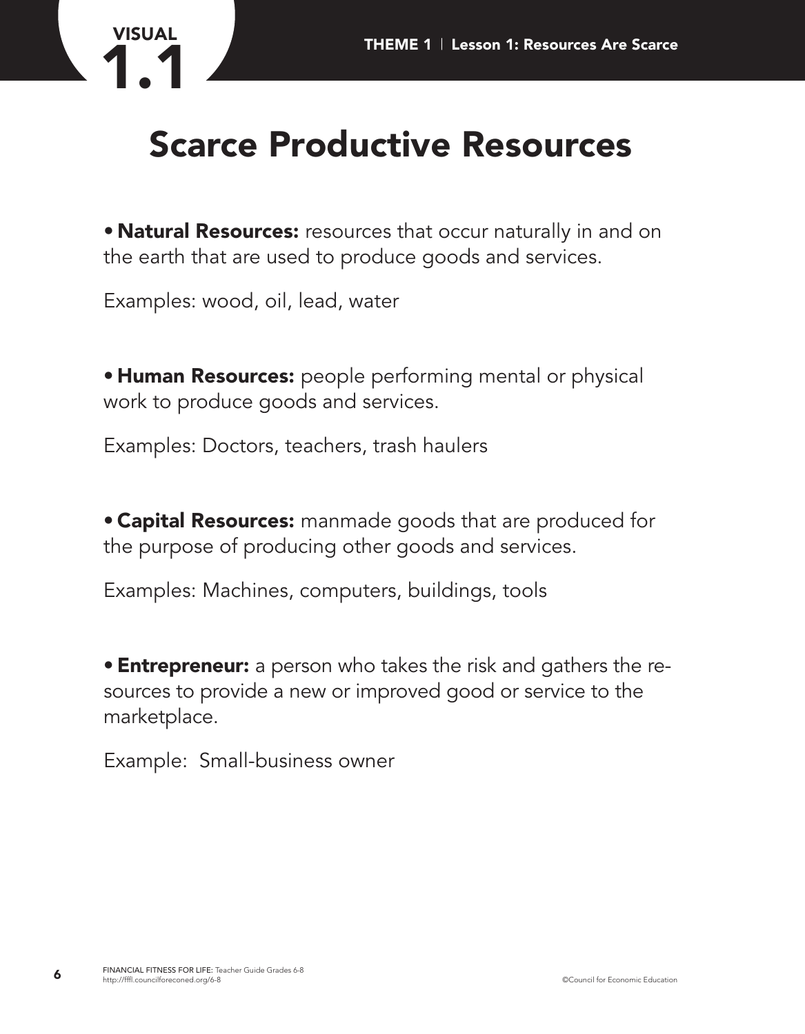# Scarce Productive Resources

- **Natural Resources:** resources that occur naturally in and on the earth that are used to produce goods and services.

Examples: wood, oil, lead, water

- **Human Resources:** people performing mental or physical work to produce goods and services.

Examples: Doctors, teachers, trash haulers

- **Capital Resources:** manmade goods that are produced for the purpose of producing other goods and services.

Examples: Machines, computers, buildings, tools

- **Entrepreneur:** a person who takes the risk and gathers the resources to provide a new or improved good or service to the marketplace.

Example: Small-business owner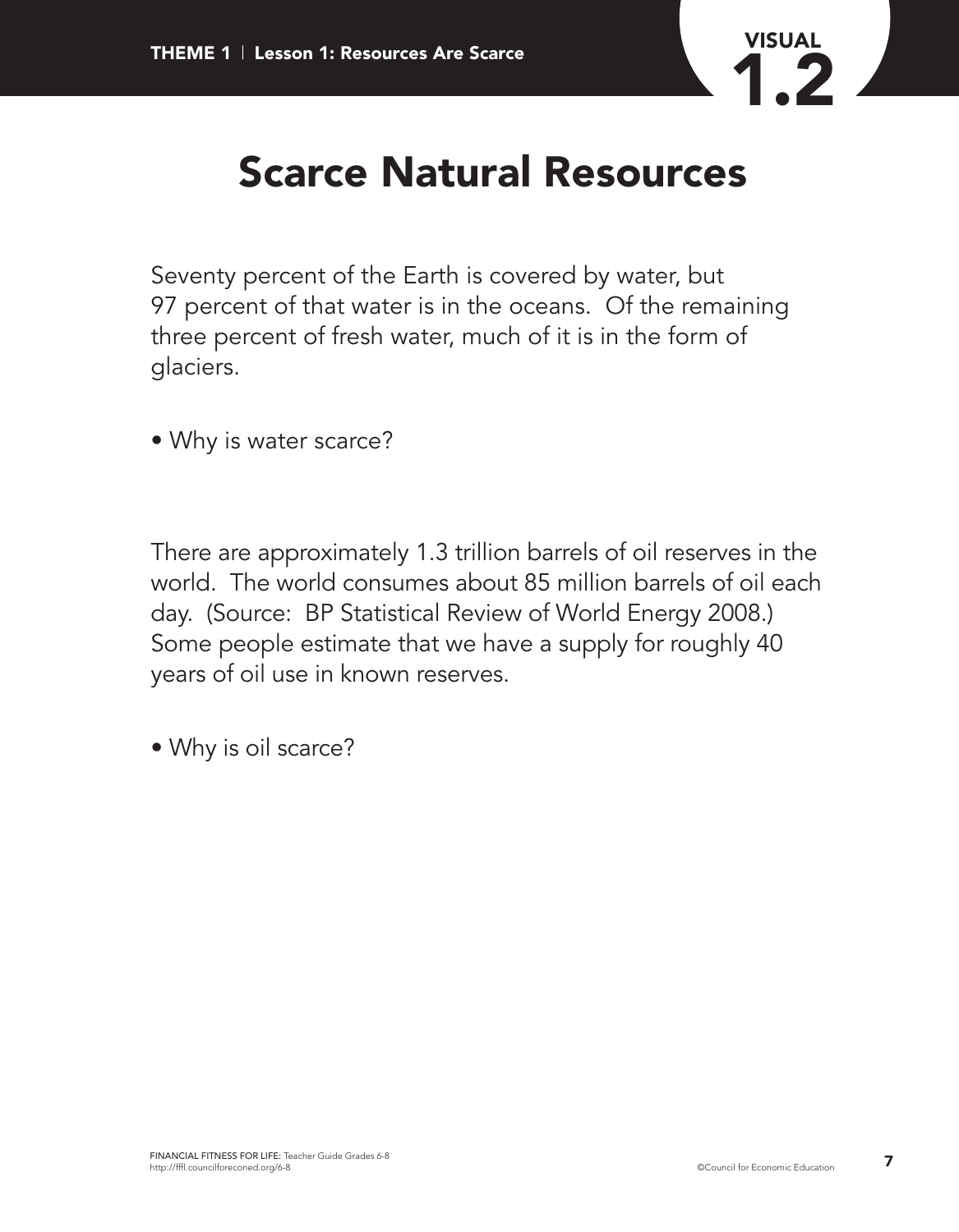# Scarce Natural Resources

Seventy percent of the Earth is covered by water, but 97 percent of that water is in the oceans. Of the remaining three percent of fresh water, much of it is in the form of glaciers.

- Why is water scarce?

There are approximately 1.3 trillion barrels of oil reserves in the world. The world consumes about 85 million barrels of oil each day. (Source: BP Statistical Review of World Energy 2008.) Some people estimate that we have a supply for roughly 40 years of oil use in known reserves.

- Why is oil scarce?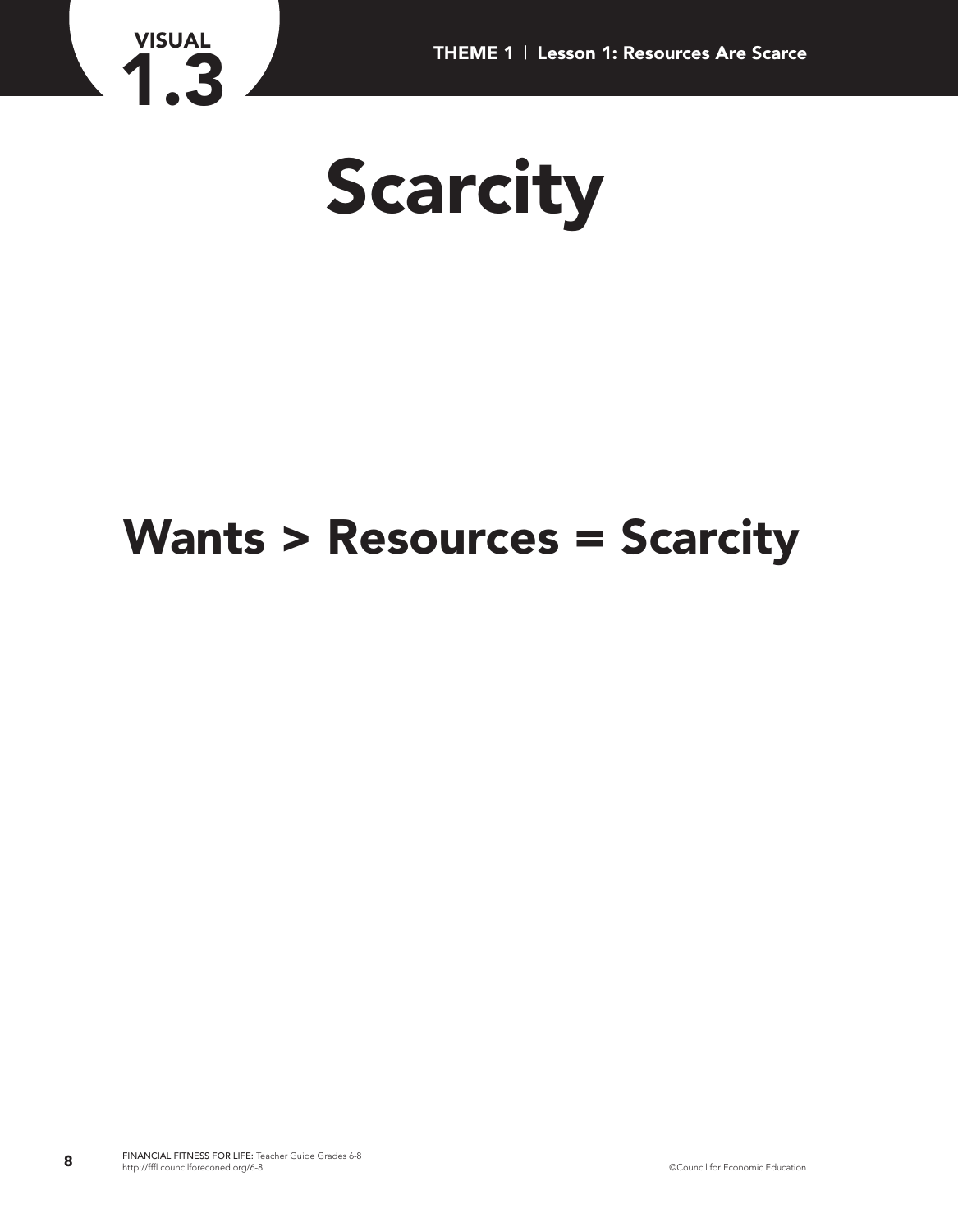VISUAL 1.3

# Scarcity

## Wants > Resources = Scarcity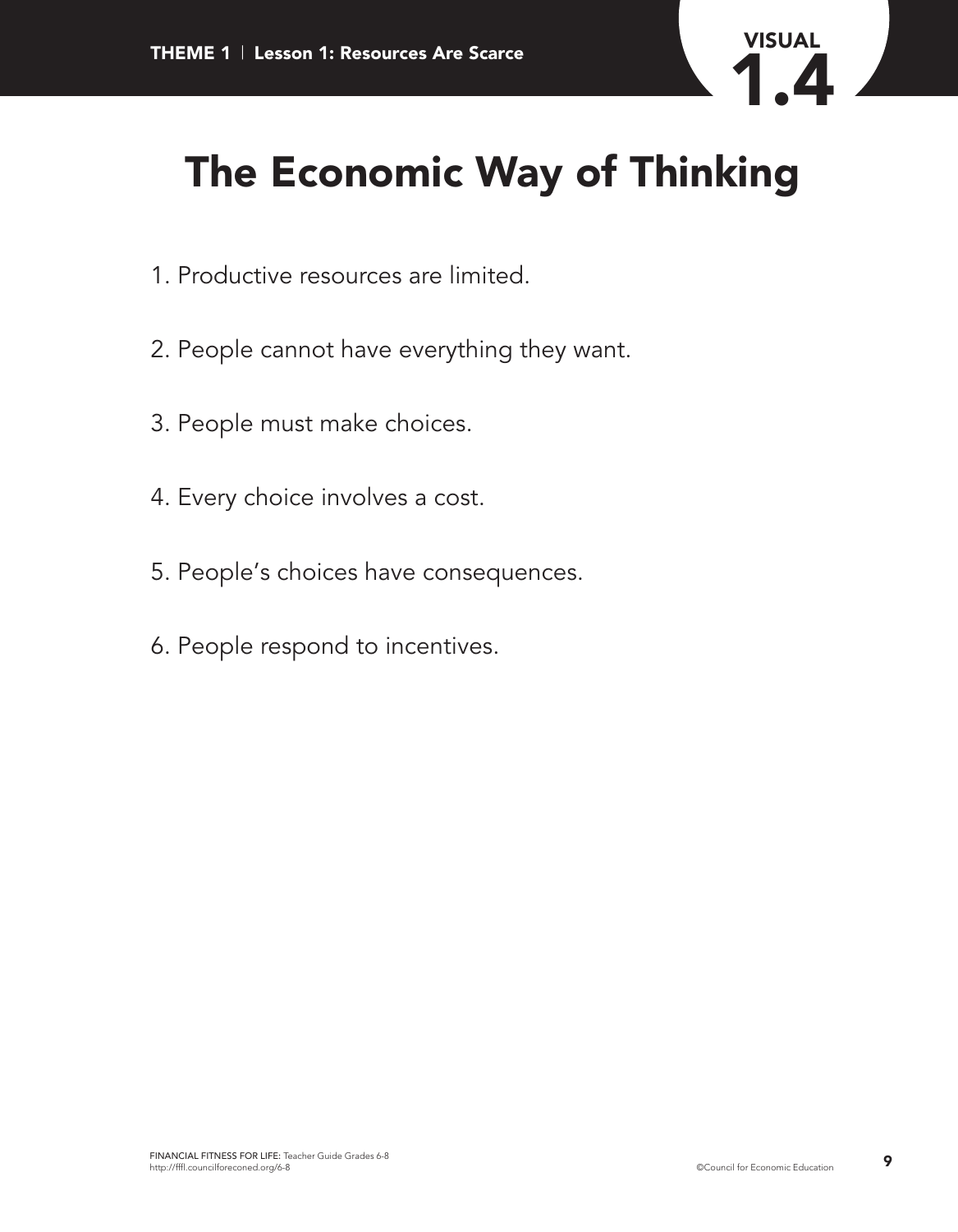# The Economic Way of Thinking

1. Productive resources are limited.

2. People cannot have everything they want.

3. People must make choices.

4. Every choice involves a cost.

5. People's choices have consequences.

6. People respond to incentives.